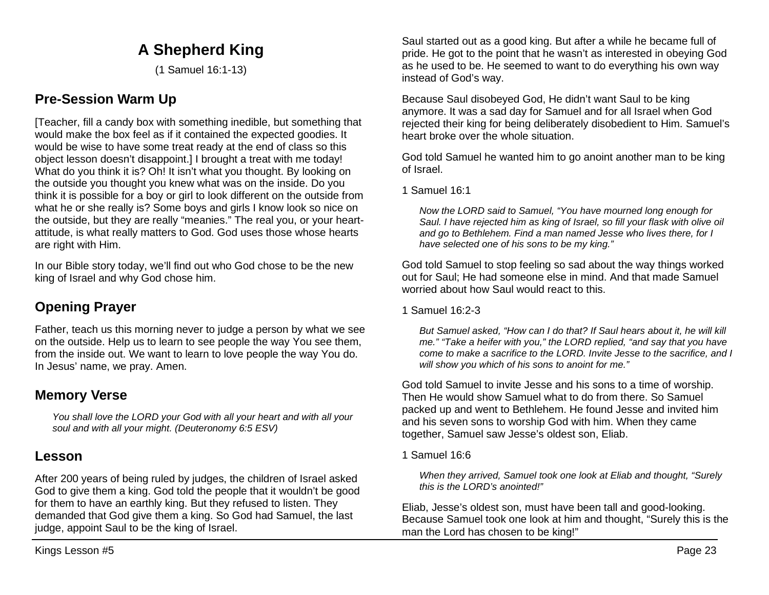# A Shepherd King

(1 Samuel 16:1-13)

## Pre-Session Warm Up

[Teacher, fill a candy box with something inedible, but something that would make the box feel as if it contained the expected goodies. It would be wise to have some treat ready at the end of class so this object lesson doesn't disappoint.] I brought a treat with me today! What do you think it is? Oh! It isn't what you thought. By looking on the outside you thought you knew what was on the inside. Do you think it is possible for a boy or girl to look different on the outside from what he or she really is? Some boys and girls I know look so nice on the outside, but they are really "meanies." The real you, or your heart-attitude, is what really matters to God. God uses those whose hearts are right with Him.

In our Bible story today, we'll find out who God chose to be the new king of Israel and why God chose him.

## Opening Prayer

Father, teach us this morning never to judge a person by what we see on the outside. Help us to learn to see people the way You see them, from the inside out. We want to learn to love people the way You do. In Jesus' name, we pray. Amen.

## Memory Verse

> *You shall love the LORD your God with all your heart and with all your soul and with all your might. (Deuteronomy 6:5 ESV)*

## Lesson

After 200 years of being ruled by judges, the children of Israel asked God to give them a king. God told the people that it wouldn't be good for them to have an earthly king. But they refused to listen. They demanded that God give them a king. So God had Samuel, the last judge, appoint Saul to be the king of Israel.

Saul started out as a good king. But after a while he became full of pride. He got to the point that he wasn't as interested in obeying God as he used to be. He seemed to want to do everything his own way instead of God's way.

Because Saul disobeyed God, He didn't want Saul to be king anymore. It was a sad day for Samuel and for all Israel when God rejected their king for being deliberately disobedient to Him. Samuel's heart broke over the whole situation.

God told Samuel he wanted him to go anoint another man to be king of Israel.

1 Samuel 16:1

> *Now the LORD said to Samuel, "You have mourned long enough for Saul. I have rejected him as king of Israel, so fill your flask with olive oil and go to Bethlehem. Find a man named Jesse who lives there, for I have selected one of his sons to be my king."*

God told Samuel to stop feeling so sad about the way things worked out for Saul; He had someone else in mind. And that made Samuel worried about how Saul would react to this.

1 Samuel 16:2-3

> *But Samuel asked, "How can I do that? If Saul hears about it, he will kill me." "Take a heifer with you," the LORD replied, "and say that you have come to make a sacrifice to the LORD. Invite Jesse to the sacrifice, and I will show you which of his sons to anoint for me."*

God told Samuel to invite Jesse and his sons to a time of worship. Then He would show Samuel what to do from there. So Samuel packed up and went to Bethlehem. He found Jesse and invited him and his seven sons to worship God with him. When they came together, Samuel saw Jesse's oldest son, Eliab.

1 Samuel 16:6

> *When they arrived, Samuel took one look at Eliab and thought, "Surely this is the LORD's anointed!"*

Eliab, Jesse's oldest son, must have been tall and good-looking. Because Samuel took one look at him and thought, "Surely this is the man the Lord has chosen to be king!"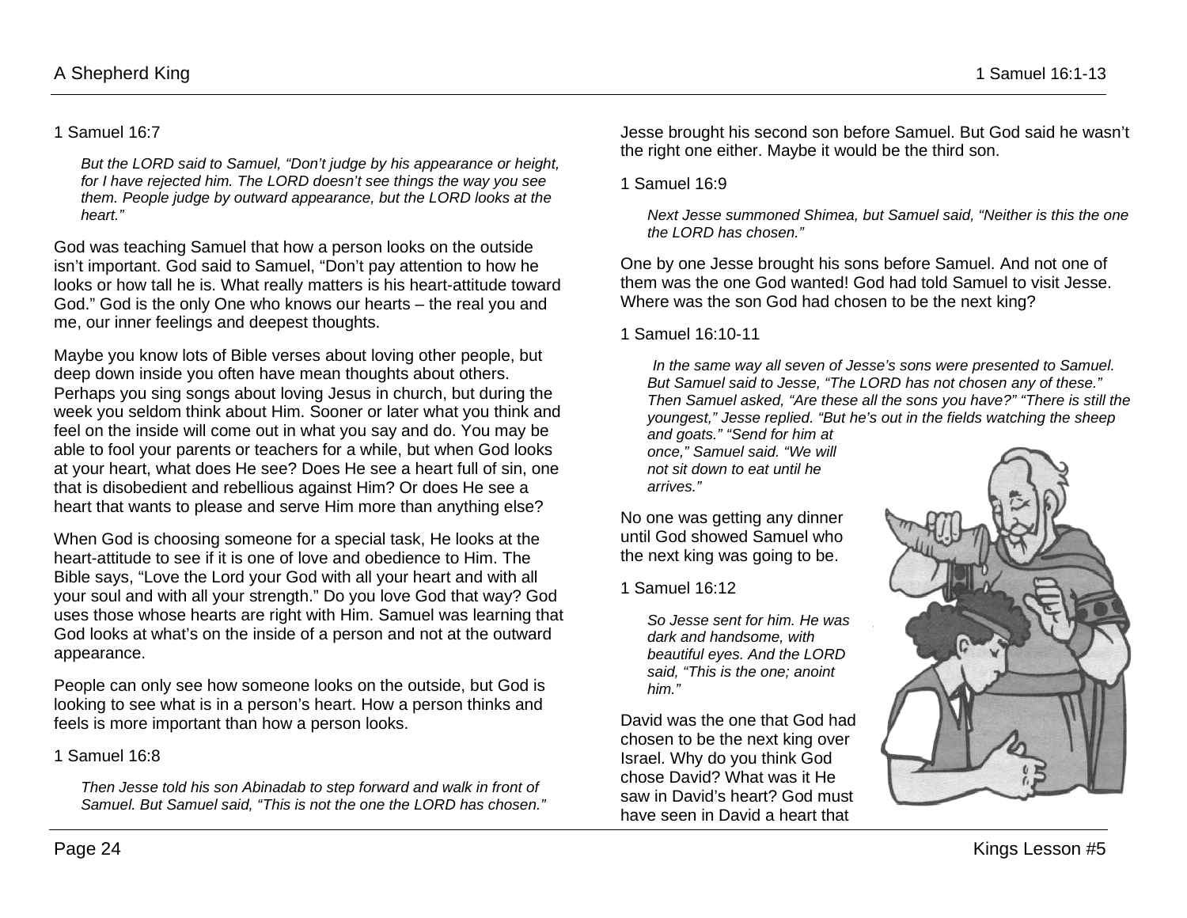1 Samuel 16:7

*But the LORD said to Samuel, "Don't judge by his appearance or height, for I have rejected him. The LORD doesn't see things the way you see them. People judge by outward appearance, but the LORD looks at the heart."*

God was teaching Samuel that how a person looks on the outside isn't important. God said to Samuel, "Don't pay attention to how he looks or how tall he is. What really matters is his heart-attitude toward God." God is the only One who knows our hearts – the real you and me, our inner feelings and deepest thoughts.

Maybe you know lots of Bible verses about loving other people, but deep down inside you often have mean thoughts about others. Perhaps you sing songs about loving Jesus in church, but during the week you seldom think about Him. Sooner or later what you think and feel on the inside will come out in what you say and do. You may be able to fool your parents or teachers for a while, but when God looks at your heart, what does He see? Does He see a heart full of sin, one that is disobedient and rebellious against Him? Or does He see a heart that wants to please and serve Him more than anything else?

When God is choosing someone for a special task, He looks at the heart-attitude to see if it is one of love and obedience to Him. The Bible says, "Love the Lord your God with all your heart and with all your soul and with all your strength." Do you love God that way? God uses those whose hearts are right with Him. Samuel was learning that God looks at what's on the inside of a person and not at the outward appearance.

People can only see how someone looks on the outside, but God is looking to see what is in a person's heart. How a person thinks and feels is more important than how a person looks.

1 Samuel 16:8

*Then Jesse told his son Abinadab to step forward and walk in front of Samuel. But Samuel said, "This is not the one the LORD has chosen."*

Jesse brought his second son before Samuel. But God said he wasn't the right one either. Maybe it would be the third son.

1 Samuel 16:9

*Next Jesse summoned Shimea, but Samuel said, "Neither is this the one the LORD has chosen."*

One by one Jesse brought his sons before Samuel. And not one of them was the one God wanted! God had told Samuel to visit Jesse. Where was the son God had chosen to be the next king?

1 Samuel 16:10-11

*In the same way all seven of Jesse's sons were presented to Samuel. But Samuel said to Jesse, "The LORD has not chosen any of these." Then Samuel asked, "Are these all the sons you have?" "There is still the youngest," Jesse replied. "But he's out in the fields watching the sheep and goats." "Send for him at once," Samuel said. "We will not sit down to eat until he arrives."*

No one was getting any dinner until God showed Samuel who the next king was going to be.

1 Samuel 16:12

*So Jesse sent for him. He was dark and handsome, with beautiful eyes. And the LORD said, "This is the one; anoint him."*

David was the one that God had chosen to be the next king over Israel. Why do you think God chose David? What was it He saw in David's heart? God must have seen in David a heart that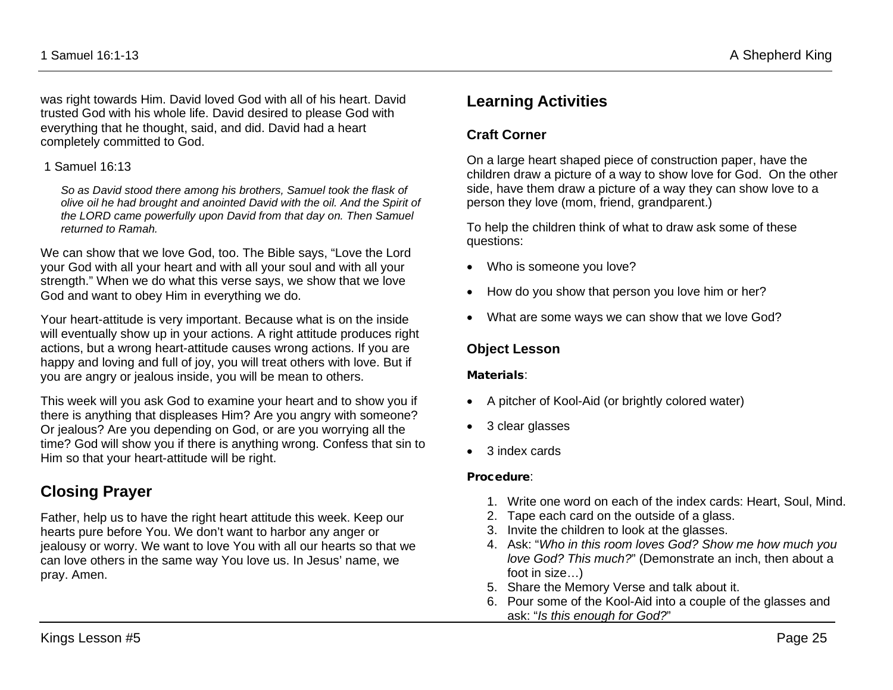was right towards Him. David loved God with all of his heart. David trusted God with his whole life. David desired to please God with everything that he thought, said, and did. David had a heart completely committed to God.

1 Samuel 16:13

> *So as David stood there among his brothers, Samuel took the flask of olive oil he had brought and anointed David with the oil. And the Spirit of the LORD came powerfully upon David from that day on. Then Samuel returned to Ramah.*

We can show that we love God, too. The Bible says, "Love the Lord your God with all your heart and with all your soul and with all your strength." When we do what this verse says, we show that we love God and want to obey Him in everything we do.

Your heart-attitude is very important. Because what is on the inside will eventually show up in your actions. A right attitude produces right actions, but a wrong heart-attitude causes wrong actions. If you are happy and loving and full of joy, you will treat others with love. But if you are angry or jealous inside, you will be mean to others.

This week will you ask God to examine your heart and to show you if there is anything that displeases Him? Are you angry with someone? Or jealous? Are you depending on God, or are you worrying all the time? God will show you if there is anything wrong. Confess that sin to Him so that your heart-attitude will be right.

## Closing Prayer

Father, help us to have the right heart attitude this week. Keep our hearts pure before You. We don't want to harbor any anger or jealousy or worry. We want to love You with all our hearts so that we can love others in the same way You love us. In Jesus' name, we pray. Amen.

## Learning Activities

### Craft Corner

On a large heart shaped piece of construction paper, have the children draw a picture of a way to show love for God. On the other side, have them draw a picture of a way they can show love to a person they love (mom, friend, grandparent.)

To help the children think of what to draw ask some of these questions:

- Who is someone you love?
- How do you show that person you love him or her?
- What are some ways we can show that we love God?

### Object Lesson

**Materials**:

- A pitcher of Kool-Aid (or brightly colored water)
- 3 clear glasses
- 3 index cards

**Procedure**:

1. Write one word on each of the index cards: Heart, Soul, Mind.
2. Tape each card on the outside of a glass.
3. Invite the children to look at the glasses.
4. Ask: "*Who in this room loves God? Show me how much you love God? This much?*" (Demonstrate an inch, then about a foot in size…)
5. Share the Memory Verse and talk about it.
6. Pour some of the Kool-Aid into a couple of the glasses and ask: "*Is this enough for God?*"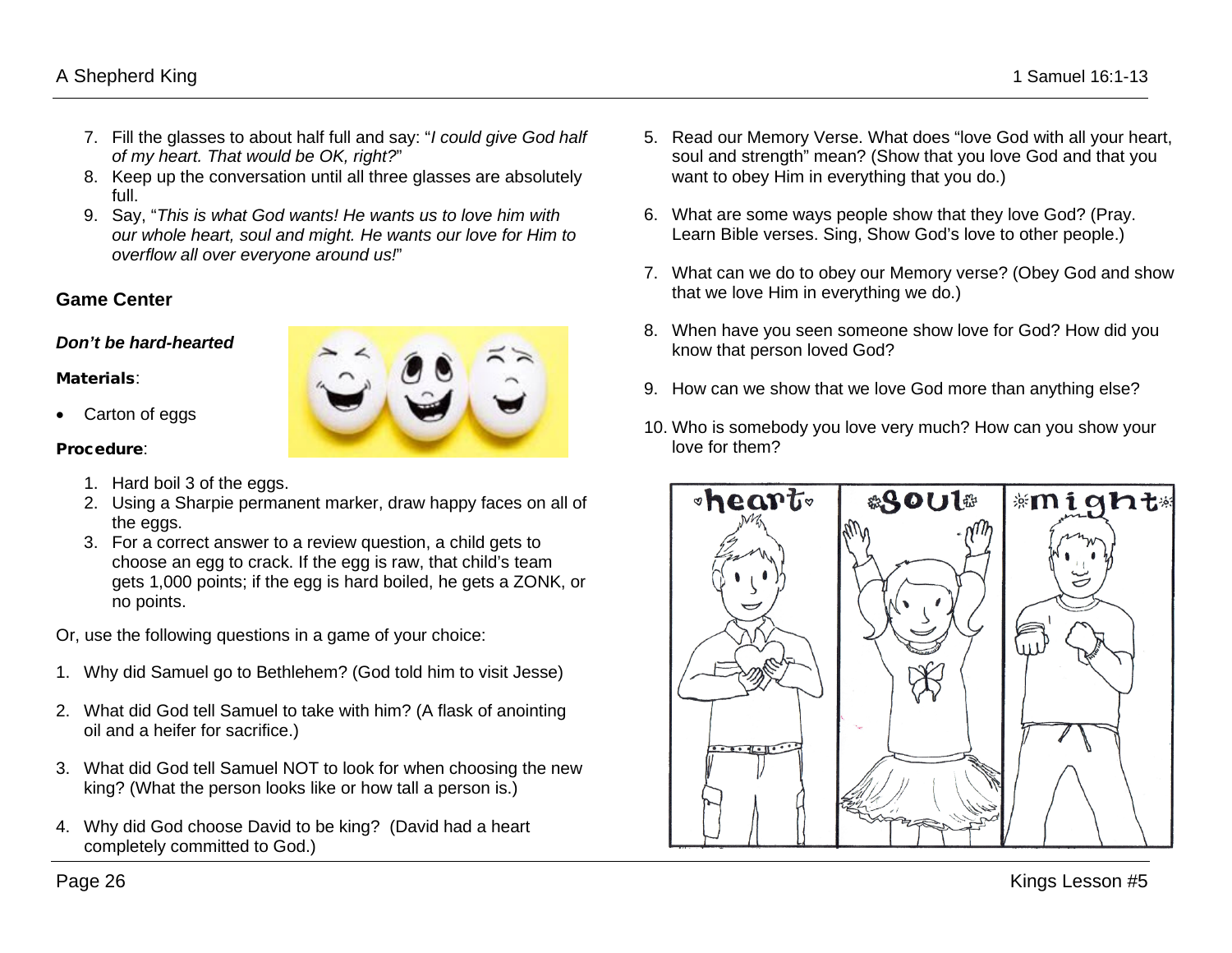7. Fill the glasses to about half full and say: "*I could give God half of my heart. That would be OK, right?*"
8. Keep up the conversation until all three glasses are absolutely full.
9. Say, "*This is what God wants! He wants us to love him with our whole heart, soul and might. He wants our love for Him to overflow all over everyone around us!*"

### Game Center

***Don't be hard-hearted***

**Materials**:

- Carton of eggs

**Procedure**:

1. Hard boil 3 of the eggs.
2. Using a Sharpie permanent marker, draw happy faces on all of the eggs.
3. For a correct answer to a review question, a child gets to choose an egg to crack. If the egg is raw, that child's team gets 1,000 points; if the egg is hard boiled, he gets a ZONK, or no points.

Or, use the following questions in a game of your choice:

1. Why did Samuel go to Bethlehem? (God told him to visit Jesse)
2. What did God tell Samuel to take with him? (A flask of anointing oil and a heifer for sacrifice.)
3. What did God tell Samuel NOT to look for when choosing the new king? (What the person looks like or how tall a person is.)
4. Why did God choose David to be king? (David had a heart completely committed to God.)
5. Read our Memory Verse. What does "love God with all your heart, soul and strength" mean? (Show that you love God and that you want to obey Him in everything that you do.)
6. What are some ways people show that they love God? (Pray. Learn Bible verses. Sing, Show God's love to other people.)
7. What can we do to obey our Memory verse? (Obey God and show that we love Him in everything we do.)
8. When have you seen someone show love for God? How did you know that person loved God?
9. How can we show that we love God more than anything else?
10. Who is somebody you love very much? How can you show your love for them?

heart soul might